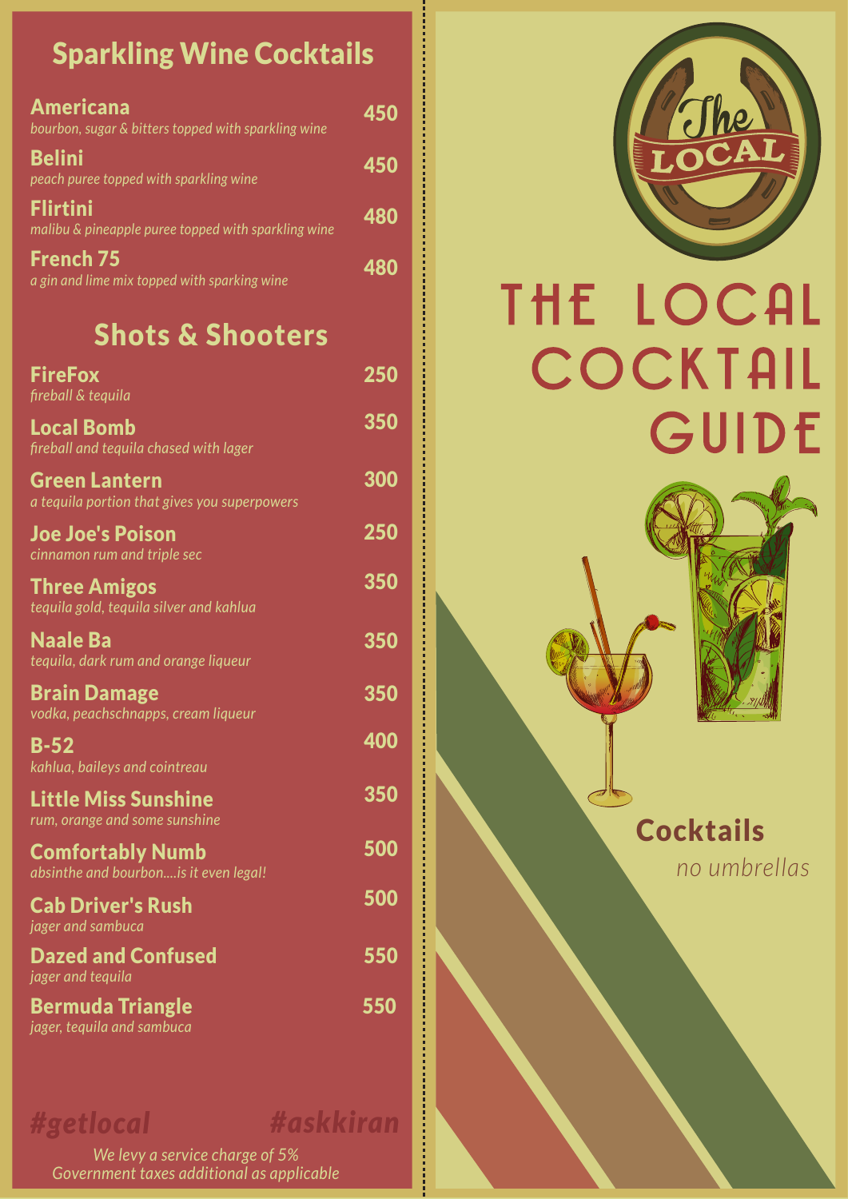## Sparkling Wine Cocktails

**Americana** — 450
*bourbon, sugar & bitters topped with sparkling wine*

**Belini** — 450
*peach puree topped with sparkling wine*

**Flirtini** — 480
*malibu & pineapple puree topped with sparkling wine*

**French 75** — 480
*a gin and lime mix topped with sparking wine*

## Shots & Shooters

**FireFox** — 250
*fireball & tequila*

**Local Bomb** — 350
*fireball and tequila chased with lager*

**Green Lantern** — 300
*a tequila portion that gives you superpowers*

**Joe Joe's Poison** — 250
*cinnamon rum and triple sec*

**Three Amigos** — 350
*tequila gold, tequila silver and kahlua*

**Naale Ba** — 350
*tequila, dark rum and orange liqueur*

**Brain Damage** — 350
*vodka, peachschnapps, cream liqueur*

**B-52** — 400
*kahlua, baileys and cointreau*

**Little Miss Sunshine** — 350
*rum, orange and some sunshine*

**Comfortably Numb** — 500
*absinthe and bourbon....is it even legal!*

**Cab Driver's Rush** — 500
*jager and sambuca*

**Dazed and Confused** — 550
*jager and tequila*

**Bermuda Triangle** — 550
*jager, tequila and sambuca*

*#getlocal* *#askkiran*

*We levy a service charge of 5%*
*Government taxes additional as applicable*

The LOCAL

# THE LOCAL COCKTAIL GUIDE

**Cocktails**
*no umbrellas*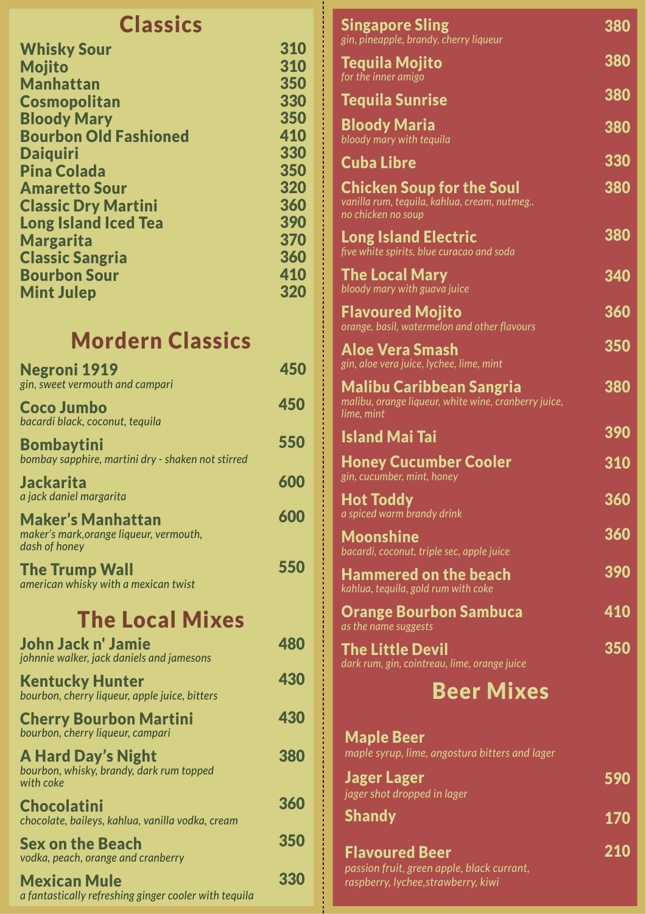## Classics

| | |
|---|---|
| **Whisky Sour** | 310 |
| **Mojito** | 310 |
| **Manhattan** | 350 |
| **Cosmopolitan** | 330 |
| **Bloody Mary** | 350 |
| **Bourbon Old Fashioned** | 410 |
| **Daiquiri** | 330 |
| **Pina Colada** | 350 |
| **Amaretto Sour** | 320 |
| **Classic Dry Martini** | 360 |
| **Long Island Iced Tea** | 390 |
| **Margarita** | 370 |
| **Classic Sangria** | 360 |
| **Bourbon Sour** | 410 |
| **Mint Julep** | 320 |

## Mordern Classics

**Negroni 1919** — 450
*gin, sweet vermouth and campari*

**Coco Jumbo** — 450
*bacardi black, coconut, tequila*

**Bombaytini** — 550
*bombay sapphire, martini dry - shaken not stirred*

**Jackarita** — 600
*a jack daniel margarita*

**Maker's Manhattan** — 600
*maker's mark,orange liqueur, vermouth, dash of honey*

**The Trump Wall** — 550
*american whisky with a mexican twist*

## The Local Mixes

**John Jack n' Jamie** — 480
*johnnie walker, jack daniels and jamesons*

**Kentucky Hunter** — 430
*bourbon, cherry liqueur, apple juice, bitters*

**Cherry Bourbon Martini** — 430
*bourbon, cherry liqueur, campari*

**A Hard Day's Night** — 380
*bourbon, whisky, brandy, dark rum topped with coke*

**Chocolatini** — 360
*chocolate, baileys, kahlua, vanilla vodka, cream*

**Sex on the Beach** — 350
*vodka, peach, orange and cranberry*

**Mexican Mule** — 330
*a fantastically refreshing ginger cooler with tequila*

**Singapore Sling** — 380
*gin, pineapple, brandy, cherry liqueur*

**Tequila Mojito** — 380
*for the inner amigo*

**Tequila Sunrise** — 380

**Bloody Maria** — 380
*bloody mary with tequila*

**Cuba Libre** — 330

**Chicken Soup for the Soul** — 380
*vanilla rum, tequila, kahlua, cream, nutmeg.. no chicken no soup*

**Long Island Electric** — 380
*five white spirits, blue curacao and soda*

**The Local Mary** — 340
*bloody mary with guava juice*

**Flavoured Mojito** — 360
*orange, basil, watermelon and other flavours*

**Aloe Vera Smash** — 350
*gin, aloe vera juice, lychee, lime, mint*

**Malibu Caribbean Sangria** — 380
*malibu, orange liqueur, white wine, cranberry juice, lime, mint*

**Island Mai Tai** — 390

**Honey Cucumber Cooler** — 310
*gin, cucumber, mint, honey*

**Hot Toddy** — 360
*a spiced warm brandy drink*

**Moonshine** — 360
*bacardi, coconut, triple sec, apple juice*

**Hammered on the beach** — 390
*kahlua, tequila, gold rum with coke*

**Orange Bourbon Sambuca** — 410
*as the name suggests*

**The Little Devil** — 350
*dark rum, gin, cointreau, lime, orange juice*

## Beer Mixes

**Maple Beer**
*maple syrup, lime, angostura bitters and lager*

**Jager Lager** — 590
*jager shot dropped in lager*

**Shandy** — 170

**Flavoured Beer** — 210
*passion fruit, green apple, black currant, raspberry, lychee,strawberry, kiwi*